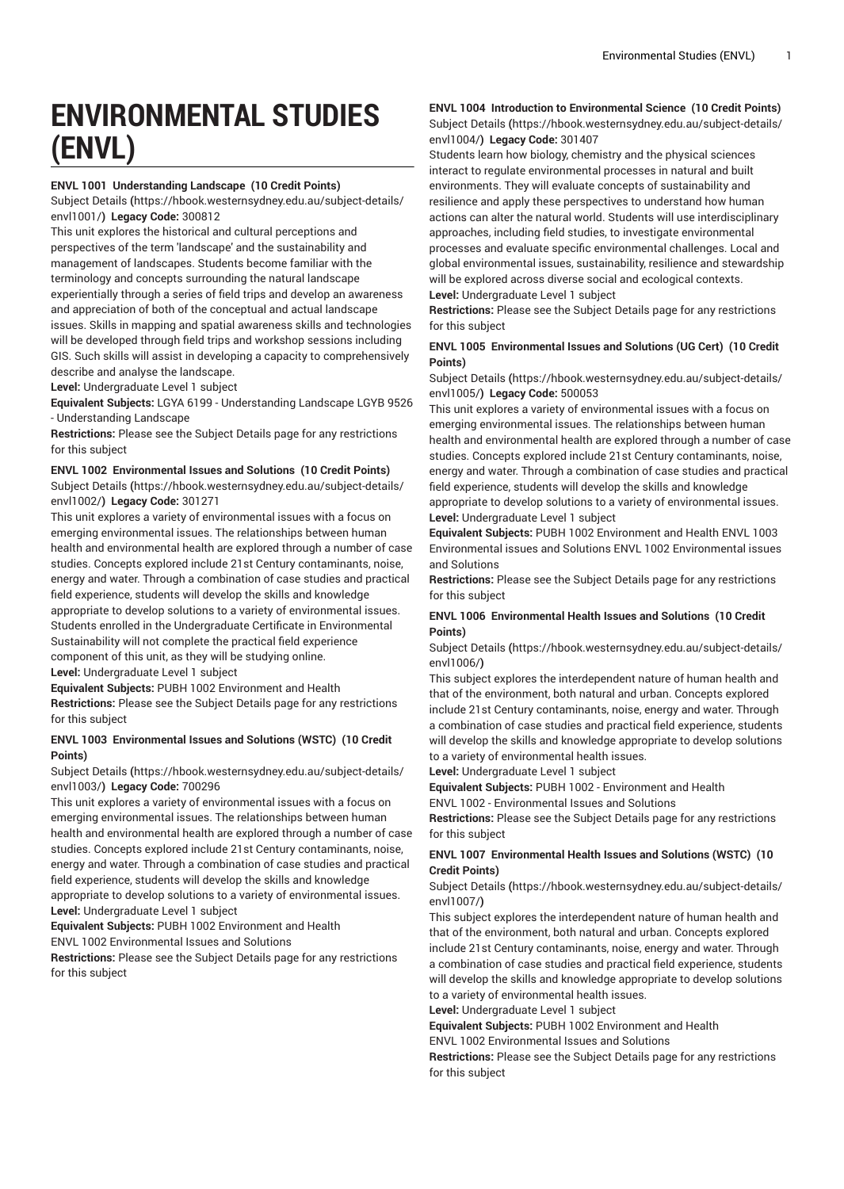# ENVIRONMENTAL STUDIES (ENVL)

**ENVL 1001 Understanding Landscape (10 Credit Points)**
Subject Details (https://hbook.westernsydney.edu.au/subject-details/envl1001/) **Legacy Code:** 300812
This unit explores the historical and cultural perceptions and perspectives of the term 'landscape' and the sustainability and management of landscapes. Students become familiar with the terminology and concepts surrounding the natural landscape experientially through a series of field trips and develop an awareness and appreciation of both of the conceptual and actual landscape issues. Skills in mapping and spatial awareness skills and technologies will be developed through field trips and workshop sessions including GIS. Such skills will assist in developing a capacity to comprehensively describe and analyse the landscape.
**Level:** Undergraduate Level 1 subject
**Equivalent Subjects:** LGYA 6199 - Understanding Landscape LGYB 9526 - Understanding Landscape
**Restrictions:** Please see the Subject Details page for any restrictions for this subject

**ENVL 1002 Environmental Issues and Solutions (10 Credit Points)**
Subject Details (https://hbook.westernsydney.edu.au/subject-details/envl1002/) **Legacy Code:** 301271
This unit explores a variety of environmental issues with a focus on emerging environmental issues. The relationships between human health and environmental health are explored through a number of case studies. Concepts explored include 21st Century contaminants, noise, energy and water. Through a combination of case studies and practical field experience, students will develop the skills and knowledge appropriate to develop solutions to a variety of environmental issues. Students enrolled in the Undergraduate Certificate in Environmental Sustainability will not complete the practical field experience component of this unit, as they will be studying online.
**Level:** Undergraduate Level 1 subject
**Equivalent Subjects:** PUBH 1002 Environment and Health
**Restrictions:** Please see the Subject Details page for any restrictions for this subject

**ENVL 1003 Environmental Issues and Solutions (WSTC) (10 Credit Points)**
Subject Details (https://hbook.westernsydney.edu.au/subject-details/envl1003/) **Legacy Code:** 700296
This unit explores a variety of environmental issues with a focus on emerging environmental issues. The relationships between human health and environmental health are explored through a number of case studies. Concepts explored include 21st Century contaminants, noise, energy and water. Through a combination of case studies and practical field experience, students will develop the skills and knowledge appropriate to develop solutions to a variety of environmental issues.
**Level:** Undergraduate Level 1 subject
**Equivalent Subjects:** PUBH 1002 Environment and Health
ENVL 1002 Environmental Issues and Solutions
**Restrictions:** Please see the Subject Details page for any restrictions for this subject

**ENVL 1004 Introduction to Environmental Science (10 Credit Points)**
Subject Details (https://hbook.westernsydney.edu.au/subject-details/envl1004/) **Legacy Code:** 301407
Students learn how biology, chemistry and the physical sciences interact to regulate environmental processes in natural and built environments. They will evaluate concepts of sustainability and resilience and apply these perspectives to understand how human actions can alter the natural world. Students will use interdisciplinary approaches, including field studies, to investigate environmental processes and evaluate specific environmental challenges. Local and global environmental issues, sustainability, resilience and stewardship will be explored across diverse social and ecological contexts.
**Level:** Undergraduate Level 1 subject
**Restrictions:** Please see the Subject Details page for any restrictions for this subject

**ENVL 1005 Environmental Issues and Solutions (UG Cert) (10 Credit Points)**
Subject Details (https://hbook.westernsydney.edu.au/subject-details/envl1005/) **Legacy Code:** 500053
This unit explores a variety of environmental issues with a focus on emerging environmental issues. The relationships between human health and environmental health are explored through a number of case studies. Concepts explored include 21st Century contaminants, noise, energy and water. Through a combination of case studies and practical field experience, students will develop the skills and knowledge appropriate to develop solutions to a variety of environmental issues.
**Level:** Undergraduate Level 1 subject
**Equivalent Subjects:** PUBH 1002 Environment and Health ENVL 1003 Environmental issues and Solutions ENVL 1002 Environmental issues and Solutions
**Restrictions:** Please see the Subject Details page for any restrictions for this subject

**ENVL 1006 Environmental Health Issues and Solutions (10 Credit Points)**
Subject Details (https://hbook.westernsydney.edu.au/subject-details/envl1006/)
This subject explores the interdependent nature of human health and that of the environment, both natural and urban. Concepts explored include 21st Century contaminants, noise, energy and water. Through a combination of case studies and practical field experience, students will develop the skills and knowledge appropriate to develop solutions to a variety of environmental health issues.
**Level:** Undergraduate Level 1 subject
**Equivalent Subjects:** PUBH 1002 - Environment and Health
ENVL 1002 - Environmental Issues and Solutions
**Restrictions:** Please see the Subject Details page for any restrictions for this subject

**ENVL 1007 Environmental Health Issues and Solutions (WSTC) (10 Credit Points)**
Subject Details (https://hbook.westernsydney.edu.au/subject-details/envl1007/)
This subject explores the interdependent nature of human health and that of the environment, both natural and urban. Concepts explored include 21st Century contaminants, noise, energy and water. Through a combination of case studies and practical field experience, students will develop the skills and knowledge appropriate to develop solutions to a variety of environmental health issues.
**Level:** Undergraduate Level 1 subject
**Equivalent Subjects:** PUBH 1002 Environment and Health
ENVL 1002 Environmental Issues and Solutions
**Restrictions:** Please see the Subject Details page for any restrictions for this subject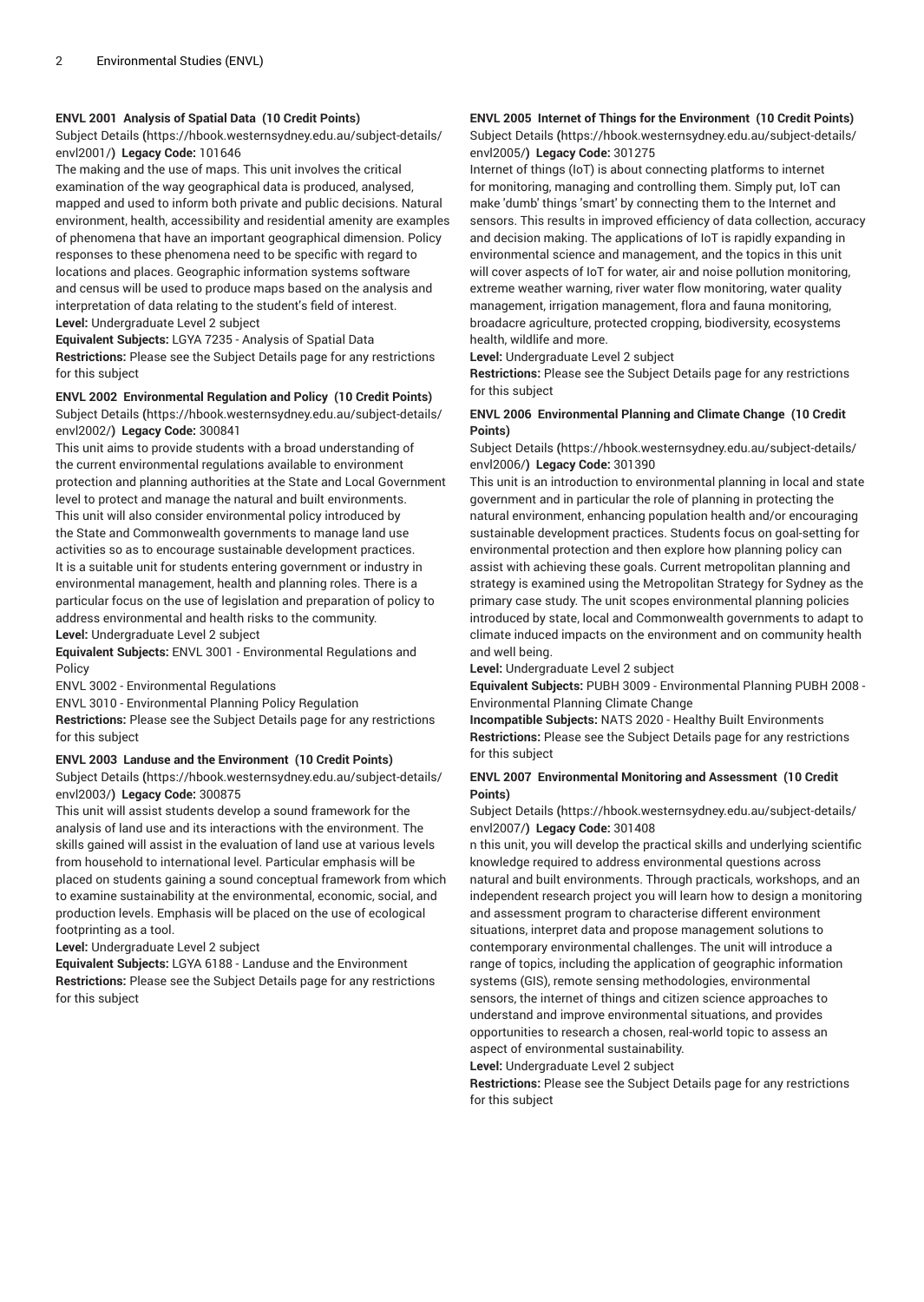### ENVL 2001 Analysis of Spatial Data (10 Credit Points)

Subject Details (https://hbook.westernsydney.edu.au/subject-details/envl2001/) **Legacy Code:** 101646

The making and the use of maps. This unit involves the critical examination of the way geographical data is produced, analysed, mapped and used to inform both private and public decisions. Natural environment, health, accessibility and residential amenity are examples of phenomena that have an important geographical dimension. Policy responses to these phenomena need to be specific with regard to locations and places. Geographic information systems software and census will be used to produce maps based on the analysis and interpretation of data relating to the student's field of interest.

**Level:** Undergraduate Level 2 subject

**Equivalent Subjects:** LGYA 7235 - Analysis of Spatial Data

**Restrictions:** Please see the Subject Details page for any restrictions for this subject

### ENVL 2002 Environmental Regulation and Policy (10 Credit Points)

Subject Details (https://hbook.westernsydney.edu.au/subject-details/envl2002/) **Legacy Code:** 300841

This unit aims to provide students with a broad understanding of the current environmental regulations available to environment protection and planning authorities at the State and Local Government level to protect and manage the natural and built environments. This unit will also consider environmental policy introduced by the State and Commonwealth governments to manage land use activities so as to encourage sustainable development practices. It is a suitable unit for students entering government or industry in environmental management, health and planning roles. There is a particular focus on the use of legislation and preparation of policy to address environmental and health risks to the community.

**Level:** Undergraduate Level 2 subject

**Equivalent Subjects:** ENVL 3001 - Environmental Regulations and Policy

ENVL 3002 - Environmental Regulations

ENVL 3010 - Environmental Planning Policy Regulation

**Restrictions:** Please see the Subject Details page for any restrictions for this subject

### ENVL 2003 Landuse and the Environment (10 Credit Points)

Subject Details (https://hbook.westernsydney.edu.au/subject-details/envl2003/) **Legacy Code:** 300875

This unit will assist students develop a sound framework for the analysis of land use and its interactions with the environment. The skills gained will assist in the evaluation of land use at various levels from household to international level. Particular emphasis will be placed on students gaining a sound conceptual framework from which to examine sustainability at the environmental, economic, social, and production levels. Emphasis will be placed on the use of ecological footprinting as a tool.

**Level:** Undergraduate Level 2 subject

**Equivalent Subjects:** LGYA 6188 - Landuse and the Environment

**Restrictions:** Please see the Subject Details page for any restrictions for this subject

### ENVL 2005 Internet of Things for the Environment (10 Credit Points)

Subject Details (https://hbook.westernsydney.edu.au/subject-details/envl2005/) **Legacy Code:** 301275

Internet of things (IoT) is about connecting platforms to internet for monitoring, managing and controlling them. Simply put, IoT can make 'dumb' things 'smart' by connecting them to the Internet and sensors. This results in improved efficiency of data collection, accuracy and decision making. The applications of IoT is rapidly expanding in environmental science and management, and the topics in this unit will cover aspects of IoT for water, air and noise pollution monitoring, extreme weather warning, river water flow monitoring, water quality management, irrigation management, flora and fauna monitoring, broadacre agriculture, protected cropping, biodiversity, ecosystems health, wildlife and more.

**Level:** Undergraduate Level 2 subject

**Restrictions:** Please see the Subject Details page for any restrictions for this subject

### ENVL 2006 Environmental Planning and Climate Change (10 Credit Points)

Subject Details (https://hbook.westernsydney.edu.au/subject-details/envl2006/) **Legacy Code:** 301390

This unit is an introduction to environmental planning in local and state government and in particular the role of planning in protecting the natural environment, enhancing population health and/or encouraging sustainable development practices. Students focus on goal-setting for environmental protection and then explore how planning policy can assist with achieving these goals. Current metropolitan planning and strategy is examined using the Metropolitan Strategy for Sydney as the primary case study. The unit scopes environmental planning policies introduced by state, local and Commonwealth governments to adapt to climate induced impacts on the environment and on community health and well being.

**Level:** Undergraduate Level 2 subject

**Equivalent Subjects:** PUBH 3009 - Environmental Planning PUBH 2008 - Environmental Planning Climate Change

**Incompatible Subjects:** NATS 2020 - Healthy Built Environments

**Restrictions:** Please see the Subject Details page for any restrictions for this subject

### ENVL 2007 Environmental Monitoring and Assessment (10 Credit Points)

Subject Details (https://hbook.westernsydney.edu.au/subject-details/envl2007/) **Legacy Code:** 301408

n this unit, you will develop the practical skills and underlying scientific knowledge required to address environmental questions across natural and built environments. Through practicals, workshops, and an independent research project you will learn how to design a monitoring and assessment program to characterise different environment situations, interpret data and propose management solutions to contemporary environmental challenges. The unit will introduce a range of topics, including the application of geographic information systems (GIS), remote sensing methodologies, environmental sensors, the internet of things and citizen science approaches to understand and improve environmental situations, and provides opportunities to research a chosen, real-world topic to assess an aspect of environmental sustainability.

**Level:** Undergraduate Level 2 subject

**Restrictions:** Please see the Subject Details page for any restrictions for this subject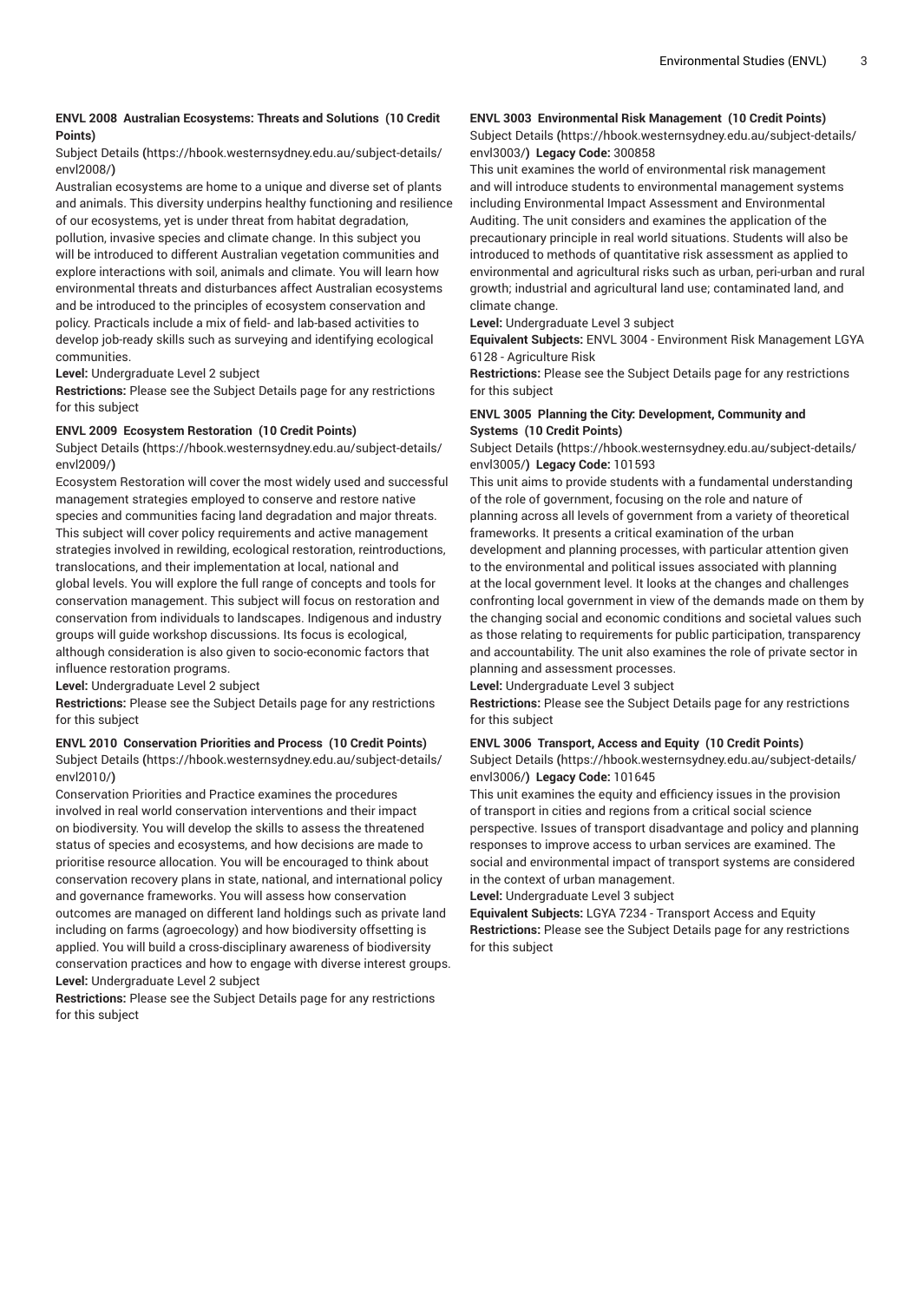#### ENVL 2008 Australian Ecosystems: Threats and Solutions (10 Credit Points)

Subject Details (https://hbook.westernsydney.edu.au/subject-details/envl2008/)

Australian ecosystems are home to a unique and diverse set of plants and animals. This diversity underpins healthy functioning and resilience of our ecosystems, yet is under threat from habitat degradation, pollution, invasive species and climate change. In this subject you will be introduced to different Australian vegetation communities and explore interactions with soil, animals and climate. You will learn how environmental threats and disturbances affect Australian ecosystems and be introduced to the principles of ecosystem conservation and policy. Practicals include a mix of field- and lab-based activities to develop job-ready skills such as surveying and identifying ecological communities.

**Level:** Undergraduate Level 2 subject

**Restrictions:** Please see the Subject Details page for any restrictions for this subject

#### ENVL 2009 Ecosystem Restoration (10 Credit Points)

Subject Details (https://hbook.westernsydney.edu.au/subject-details/envl2009/)

Ecosystem Restoration will cover the most widely used and successful management strategies employed to conserve and restore native species and communities facing land degradation and major threats. This subject will cover policy requirements and active management strategies involved in rewilding, ecological restoration, reintroductions, translocations, and their implementation at local, national and global levels. You will explore the full range of concepts and tools for conservation management. This subject will focus on restoration and conservation from individuals to landscapes. Indigenous and industry groups will guide workshop discussions. Its focus is ecological, although consideration is also given to socio-economic factors that influence restoration programs.

**Level:** Undergraduate Level 2 subject

**Restrictions:** Please see the Subject Details page for any restrictions for this subject

#### ENVL 2010 Conservation Priorities and Process (10 Credit Points)

Subject Details (https://hbook.westernsydney.edu.au/subject-details/envl2010/)

Conservation Priorities and Practice examines the procedures involved in real world conservation interventions and their impact on biodiversity. You will develop the skills to assess the threatened status of species and ecosystems, and how decisions are made to prioritise resource allocation. You will be encouraged to think about conservation recovery plans in state, national, and international policy and governance frameworks. You will assess how conservation outcomes are managed on different land holdings such as private land including on farms (agroecology) and how biodiversity offsetting is applied. You will build a cross-disciplinary awareness of biodiversity conservation practices and how to engage with diverse interest groups.

**Level:** Undergraduate Level 2 subject

**Restrictions:** Please see the Subject Details page for any restrictions for this subject

#### ENVL 3003 Environmental Risk Management (10 Credit Points)

Subject Details (https://hbook.westernsydney.edu.au/subject-details/envl3003/) **Legacy Code:** 300858

This unit examines the world of environmental risk management and will introduce students to environmental management systems including Environmental Impact Assessment and Environmental Auditing. The unit considers and examines the application of the precautionary principle in real world situations. Students will also be introduced to methods of quantitative risk assessment as applied to environmental and agricultural risks such as urban, peri-urban and rural growth; industrial and agricultural land use; contaminated land, and climate change.

**Level:** Undergraduate Level 3 subject

**Equivalent Subjects:** ENVL 3004 - Environment Risk Management LGYA 6128 - Agriculture Risk

**Restrictions:** Please see the Subject Details page for any restrictions for this subject

#### ENVL 3005 Planning the City: Development, Community and Systems (10 Credit Points)

Subject Details (https://hbook.westernsydney.edu.au/subject-details/envl3005/) **Legacy Code:** 101593

This unit aims to provide students with a fundamental understanding of the role of government, focusing on the role and nature of planning across all levels of government from a variety of theoretical frameworks. It presents a critical examination of the urban development and planning processes, with particular attention given to the environmental and political issues associated with planning at the local government level. It looks at the changes and challenges confronting local government in view of the demands made on them by the changing social and economic conditions and societal values such as those relating to requirements for public participation, transparency and accountability. The unit also examines the role of private sector in planning and assessment processes.

**Level:** Undergraduate Level 3 subject

**Restrictions:** Please see the Subject Details page for any restrictions for this subject

#### ENVL 3006 Transport, Access and Equity (10 Credit Points)

Subject Details (https://hbook.westernsydney.edu.au/subject-details/envl3006/) **Legacy Code:** 101645

This unit examines the equity and efficiency issues in the provision of transport in cities and regions from a critical social science perspective. Issues of transport disadvantage and policy and planning responses to improve access to urban services are examined. The social and environmental impact of transport systems are considered in the context of urban management.

**Level:** Undergraduate Level 3 subject

**Equivalent Subjects:** LGYA 7234 - Transport Access and Equity

**Restrictions:** Please see the Subject Details page for any restrictions for this subject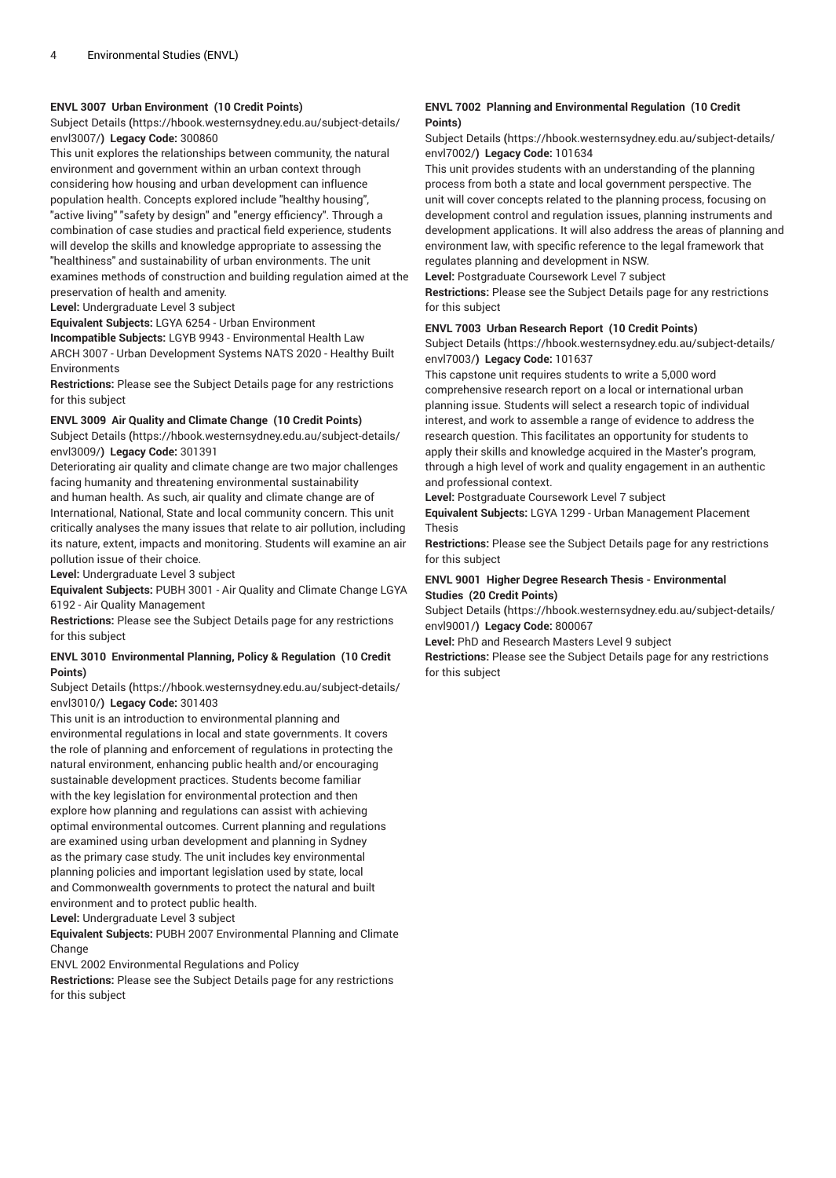### ENVL 3007 Urban Environment (10 Credit Points)

Subject Details (https://hbook.westernsydney.edu.au/subject-details/envl3007/) **Legacy Code:** 300860

This unit explores the relationships between community, the natural environment and government within an urban context through considering how housing and urban development can influence population health. Concepts explored include "healthy housing", "active living" "safety by design" and "energy efficiency". Through a combination of case studies and practical field experience, students will develop the skills and knowledge appropriate to assessing the "healthiness" and sustainability of urban environments. The unit examines methods of construction and building regulation aimed at the preservation of health and amenity.

**Level:** Undergraduate Level 3 subject

**Equivalent Subjects:** LGYA 6254 - Urban Environment

**Incompatible Subjects:** LGYB 9943 - Environmental Health Law ARCH 3007 - Urban Development Systems NATS 2020 - Healthy Built Environments

**Restrictions:** Please see the Subject Details page for any restrictions for this subject

### ENVL 3009 Air Quality and Climate Change (10 Credit Points)

Subject Details (https://hbook.westernsydney.edu.au/subject-details/envl3009/) **Legacy Code:** 301391

Deteriorating air quality and climate change are two major challenges facing humanity and threatening environmental sustainability and human health. As such, air quality and climate change are of International, National, State and local community concern. This unit critically analyses the many issues that relate to air pollution, including its nature, extent, impacts and monitoring. Students will examine an air pollution issue of their choice.

**Level:** Undergraduate Level 3 subject

**Equivalent Subjects:** PUBH 3001 - Air Quality and Climate Change LGYA 6192 - Air Quality Management

**Restrictions:** Please see the Subject Details page for any restrictions for this subject

### ENVL 3010 Environmental Planning, Policy & Regulation (10 Credit Points)

Subject Details (https://hbook.westernsydney.edu.au/subject-details/envl3010/) **Legacy Code:** 301403

This unit is an introduction to environmental planning and environmental regulations in local and state governments. It covers the role of planning and enforcement of regulations in protecting the natural environment, enhancing public health and/or encouraging sustainable development practices. Students become familiar with the key legislation for environmental protection and then explore how planning and regulations can assist with achieving optimal environmental outcomes. Current planning and regulations are examined using urban development and planning in Sydney as the primary case study. The unit includes key environmental planning policies and important legislation used by state, local and Commonwealth governments to protect the natural and built environment and to protect public health.

**Level:** Undergraduate Level 3 subject

**Equivalent Subjects:** PUBH 2007 Environmental Planning and Climate Change

ENVL 2002 Environmental Regulations and Policy

**Restrictions:** Please see the Subject Details page for any restrictions for this subject

### ENVL 7002 Planning and Environmental Regulation (10 Credit Points)

Subject Details (https://hbook.westernsydney.edu.au/subject-details/envl7002/) **Legacy Code:** 101634

This unit provides students with an understanding of the planning process from both a state and local government perspective. The unit will cover concepts related to the planning process, focusing on development control and regulation issues, planning instruments and development applications. It will also address the areas of planning and environment law, with specific reference to the legal framework that regulates planning and development in NSW.

**Level:** Postgraduate Coursework Level 7 subject

**Restrictions:** Please see the Subject Details page for any restrictions for this subject

### ENVL 7003 Urban Research Report (10 Credit Points)

Subject Details (https://hbook.westernsydney.edu.au/subject-details/envl7003/) **Legacy Code:** 101637

This capstone unit requires students to write a 5,000 word comprehensive research report on a local or international urban planning issue. Students will select a research topic of individual interest, and work to assemble a range of evidence to address the research question. This facilitates an opportunity for students to apply their skills and knowledge acquired in the Master's program, through a high level of work and quality engagement in an authentic and professional context.

**Level:** Postgraduate Coursework Level 7 subject

**Equivalent Subjects:** LGYA 1299 - Urban Management Placement Thesis

**Restrictions:** Please see the Subject Details page for any restrictions for this subject

### ENVL 9001 Higher Degree Research Thesis - Environmental Studies (20 Credit Points)

Subject Details (https://hbook.westernsydney.edu.au/subject-details/envl9001/) **Legacy Code:** 800067

**Level:** PhD and Research Masters Level 9 subject

**Restrictions:** Please see the Subject Details page for any restrictions for this subject